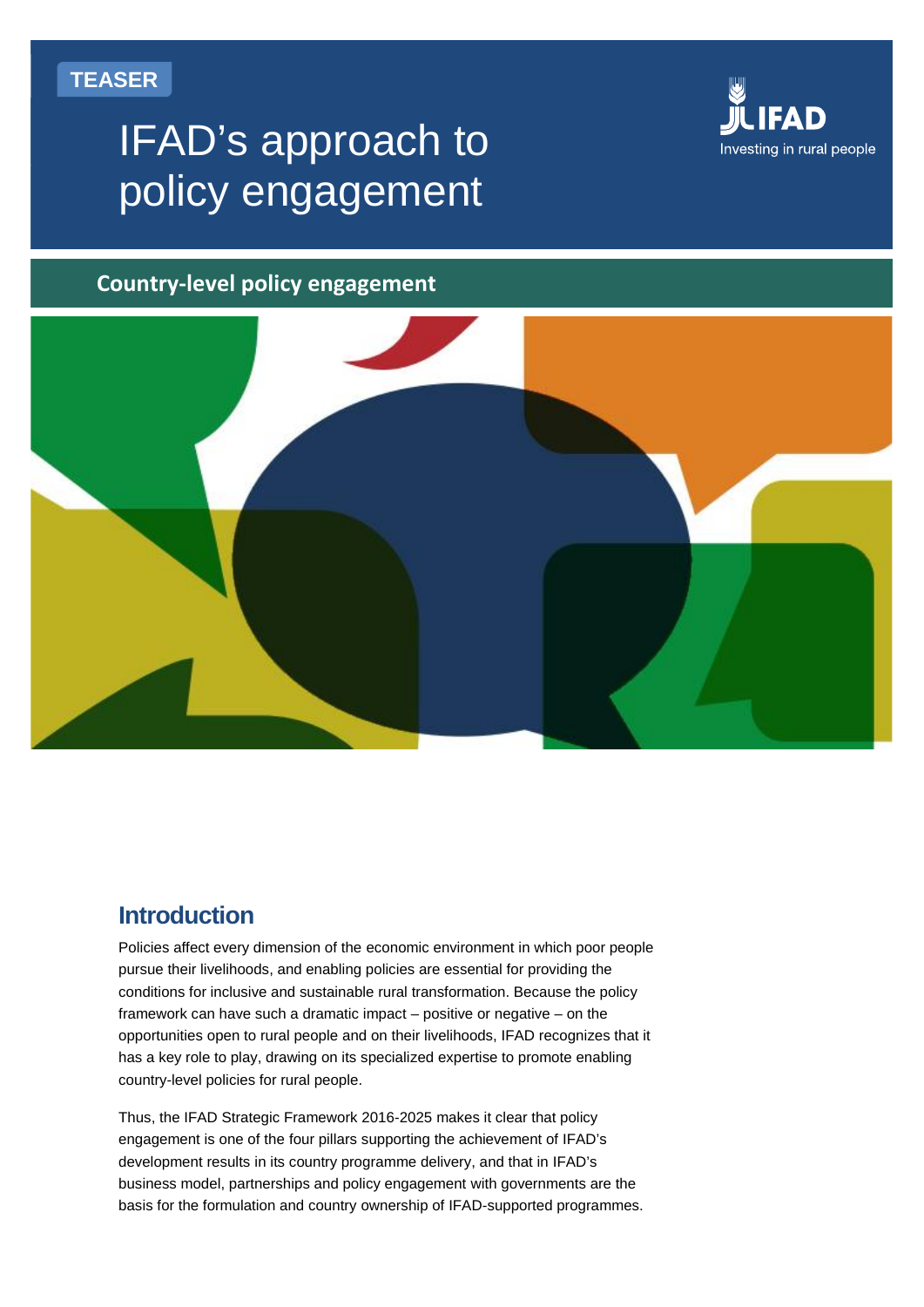TEASER

# IFAD's approach to policy engagement

IFAD
Investing in rural people

## Country-level policy engagement

## Introduction

Policies affect every dimension of the economic environment in which poor people pursue their livelihoods, and enabling policies are essential for providing the conditions for inclusive and sustainable rural transformation. Because the policy framework can have such a dramatic impact – positive or negative – on the opportunities open to rural people and on their livelihoods, IFAD recognizes that it has a key role to play, drawing on its specialized expertise to promote enabling country-level policies for rural people.

Thus, the IFAD Strategic Framework 2016-2025 makes it clear that policy engagement is one of the four pillars supporting the achievement of IFAD's development results in its country programme delivery, and that in IFAD's business model, partnerships and policy engagement with governments are the basis for the formulation and country ownership of IFAD-supported programmes.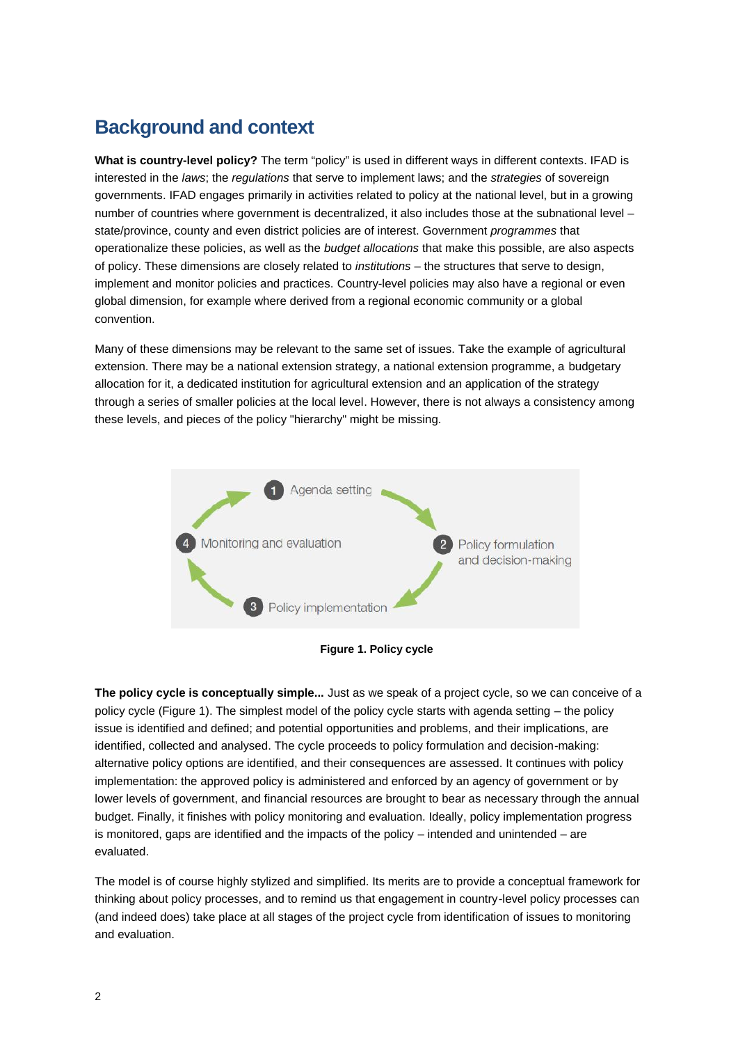## Background and context

**What is country-level policy?** The term “policy” is used in different ways in different contexts. IFAD is interested in the *laws*; the *regulations* that serve to implement laws; and the *strategies* of sovereign governments. IFAD engages primarily in activities related to policy at the national level, but in a growing number of countries where government is decentralized, it also includes those at the subnational level – state/province, county and even district policies are of interest. Government *programmes* that operationalize these policies, as well as the *budget allocations* that make this possible, are also aspects of policy. These dimensions are closely related to *institutions* – the structures that serve to design, implement and monitor policies and practices. Country-level policies may also have a regional or even global dimension, for example where derived from a regional economic community or a global convention.

Many of these dimensions may be relevant to the same set of issues. Take the example of agricultural extension. There may be a national extension strategy, a national extension programme, a budgetary allocation for it, a dedicated institution for agricultural extension and an application of the strategy through a series of smaller policies at the local level. However, there is not always a consistency among these levels, and pieces of the policy "hierarchy" might be missing.

1 Agenda setting

2 Policy formulation and decision-making

3 Policy implementation

4 Monitoring and evaluation

**Figure 1. Policy cycle**

**The policy cycle is conceptually simple...** Just as we speak of a project cycle, so we can conceive of a policy cycle (Figure 1). The simplest model of the policy cycle starts with agenda setting – the policy issue is identified and defined; and potential opportunities and problems, and their implications, are identified, collected and analysed. The cycle proceeds to policy formulation and decision-making: alternative policy options are identified, and their consequences are assessed. It continues with policy implementation: the approved policy is administered and enforced by an agency of government or by lower levels of government, and financial resources are brought to bear as necessary through the annual budget. Finally, it finishes with policy monitoring and evaluation. Ideally, policy implementation progress is monitored, gaps are identified and the impacts of the policy – intended and unintended – are evaluated.

The model is of course highly stylized and simplified. Its merits are to provide a conceptual framework for thinking about policy processes, and to remind us that engagement in country-level policy processes can (and indeed does) take place at all stages of the project cycle from identification of issues to monitoring and evaluation.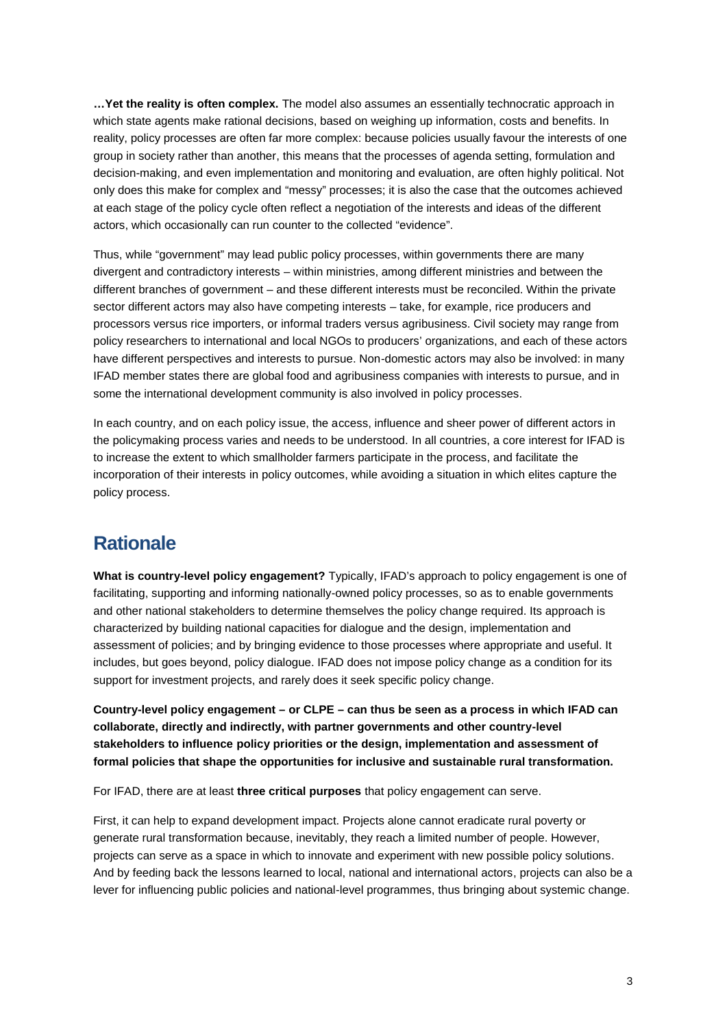**…Yet the reality is often complex.** The model also assumes an essentially technocratic approach in which state agents make rational decisions, based on weighing up information, costs and benefits. In reality, policy processes are often far more complex: because policies usually favour the interests of one group in society rather than another, this means that the processes of agenda setting, formulation and decision-making, and even implementation and monitoring and evaluation, are often highly political. Not only does this make for complex and "messy" processes; it is also the case that the outcomes achieved at each stage of the policy cycle often reflect a negotiation of the interests and ideas of the different actors, which occasionally can run counter to the collected "evidence".

Thus, while "government" may lead public policy processes, within governments there are many divergent and contradictory interests – within ministries, among different ministries and between the different branches of government – and these different interests must be reconciled. Within the private sector different actors may also have competing interests – take, for example, rice producers and processors versus rice importers, or informal traders versus agribusiness. Civil society may range from policy researchers to international and local NGOs to producers' organizations, and each of these actors have different perspectives and interests to pursue. Non-domestic actors may also be involved: in many IFAD member states there are global food and agribusiness companies with interests to pursue, and in some the international development community is also involved in policy processes.

In each country, and on each policy issue, the access, influence and sheer power of different actors in the policymaking process varies and needs to be understood. In all countries, a core interest for IFAD is to increase the extent to which smallholder farmers participate in the process, and facilitate the incorporation of their interests in policy outcomes, while avoiding a situation in which elites capture the policy process.

## Rationale

**What is country-level policy engagement?** Typically, IFAD's approach to policy engagement is one of facilitating, supporting and informing nationally-owned policy processes, so as to enable governments and other national stakeholders to determine themselves the policy change required. Its approach is characterized by building national capacities for dialogue and the design, implementation and assessment of policies; and by bringing evidence to those processes where appropriate and useful. It includes, but goes beyond, policy dialogue. IFAD does not impose policy change as a condition for its support for investment projects, and rarely does it seek specific policy change.

**Country-level policy engagement – or CLPE – can thus be seen as a process in which IFAD can collaborate, directly and indirectly, with partner governments and other country-level stakeholders to influence policy priorities or the design, implementation and assessment of formal policies that shape the opportunities for inclusive and sustainable rural transformation.**

For IFAD, there are at least **three critical purposes** that policy engagement can serve.

First, it can help to expand development impact. Projects alone cannot eradicate rural poverty or generate rural transformation because, inevitably, they reach a limited number of people. However, projects can serve as a space in which to innovate and experiment with new possible policy solutions. And by feeding back the lessons learned to local, national and international actors, projects can also be a lever for influencing public policies and national-level programmes, thus bringing about systemic change.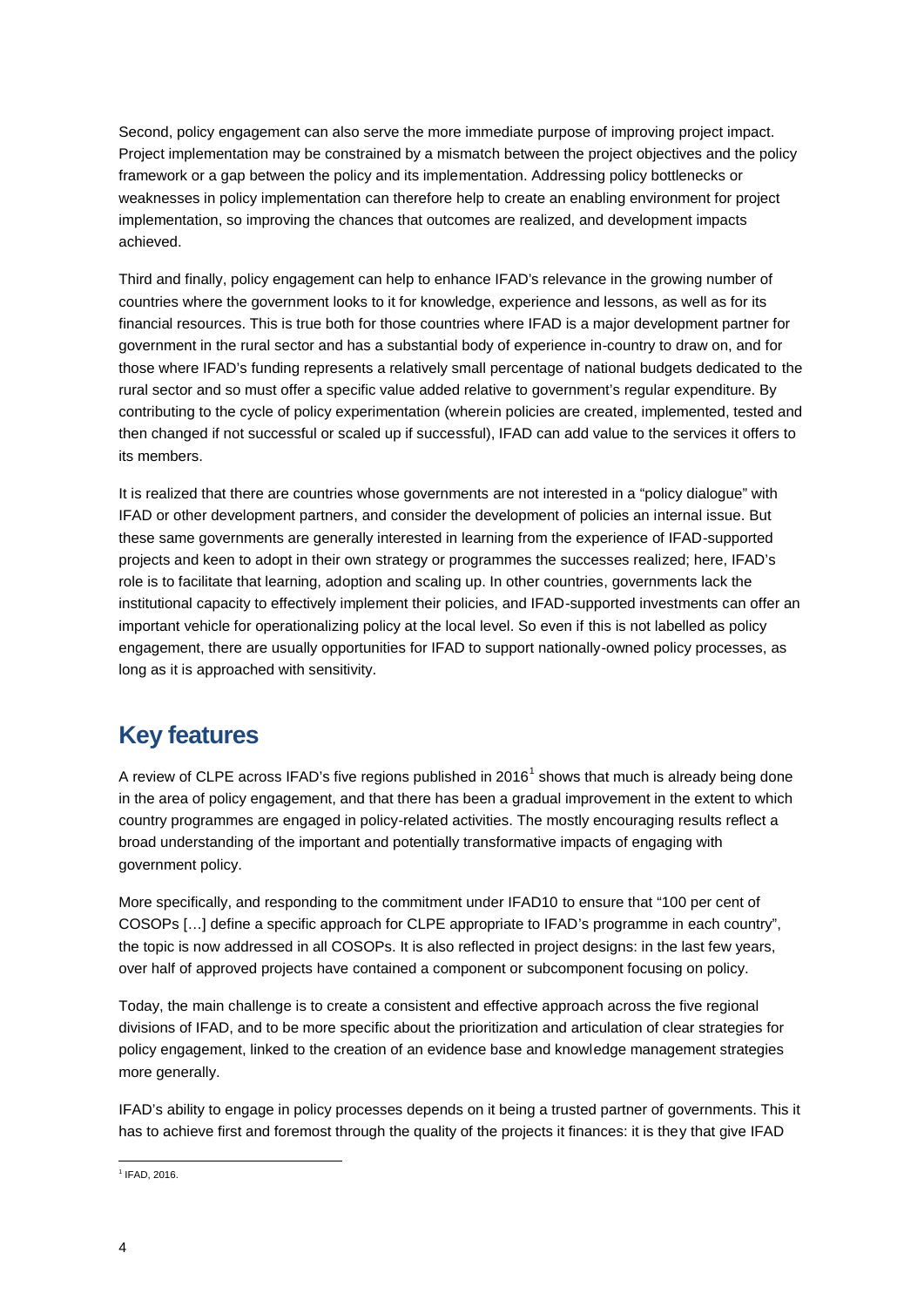Second, policy engagement can also serve the more immediate purpose of improving project impact. Project implementation may be constrained by a mismatch between the project objectives and the policy framework or a gap between the policy and its implementation. Addressing policy bottlenecks or weaknesses in policy implementation can therefore help to create an enabling environment for project implementation, so improving the chances that outcomes are realized, and development impacts achieved.

Third and finally, policy engagement can help to enhance IFAD's relevance in the growing number of countries where the government looks to it for knowledge, experience and lessons, as well as for its financial resources. This is true both for those countries where IFAD is a major development partner for government in the rural sector and has a substantial body of experience in-country to draw on, and for those where IFAD's funding represents a relatively small percentage of national budgets dedicated to the rural sector and so must offer a specific value added relative to government's regular expenditure. By contributing to the cycle of policy experimentation (wherein policies are created, implemented, tested and then changed if not successful or scaled up if successful), IFAD can add value to the services it offers to its members.

It is realized that there are countries whose governments are not interested in a "policy dialogue" with IFAD or other development partners, and consider the development of policies an internal issue. But these same governments are generally interested in learning from the experience of IFAD-supported projects and keen to adopt in their own strategy or programmes the successes realized; here, IFAD's role is to facilitate that learning, adoption and scaling up. In other countries, governments lack the institutional capacity to effectively implement their policies, and IFAD-supported investments can offer an important vehicle for operationalizing policy at the local level. So even if this is not labelled as policy engagement, there are usually opportunities for IFAD to support nationally-owned policy processes, as long as it is approached with sensitivity.

## Key features

A review of CLPE across IFAD's five regions published in 2016[1] shows that much is already being done in the area of policy engagement, and that there has been a gradual improvement in the extent to which country programmes are engaged in policy-related activities. The mostly encouraging results reflect a broad understanding of the important and potentially transformative impacts of engaging with government policy.

More specifically, and responding to the commitment under IFAD10 to ensure that "100 per cent of COSOPs […] define a specific approach for CLPE appropriate to IFAD's programme in each country", the topic is now addressed in all COSOPs. It is also reflected in project designs: in the last few years, over half of approved projects have contained a component or subcomponent focusing on policy.

Today, the main challenge is to create a consistent and effective approach across the five regional divisions of IFAD, and to be more specific about the prioritization and articulation of clear strategies for policy engagement, linked to the creation of an evidence base and knowledge management strategies more generally.

IFAD's ability to engage in policy processes depends on it being a trusted partner of governments. This it has to achieve first and foremost through the quality of the projects it finances: it is they that give IFAD

[1] IFAD, 2016.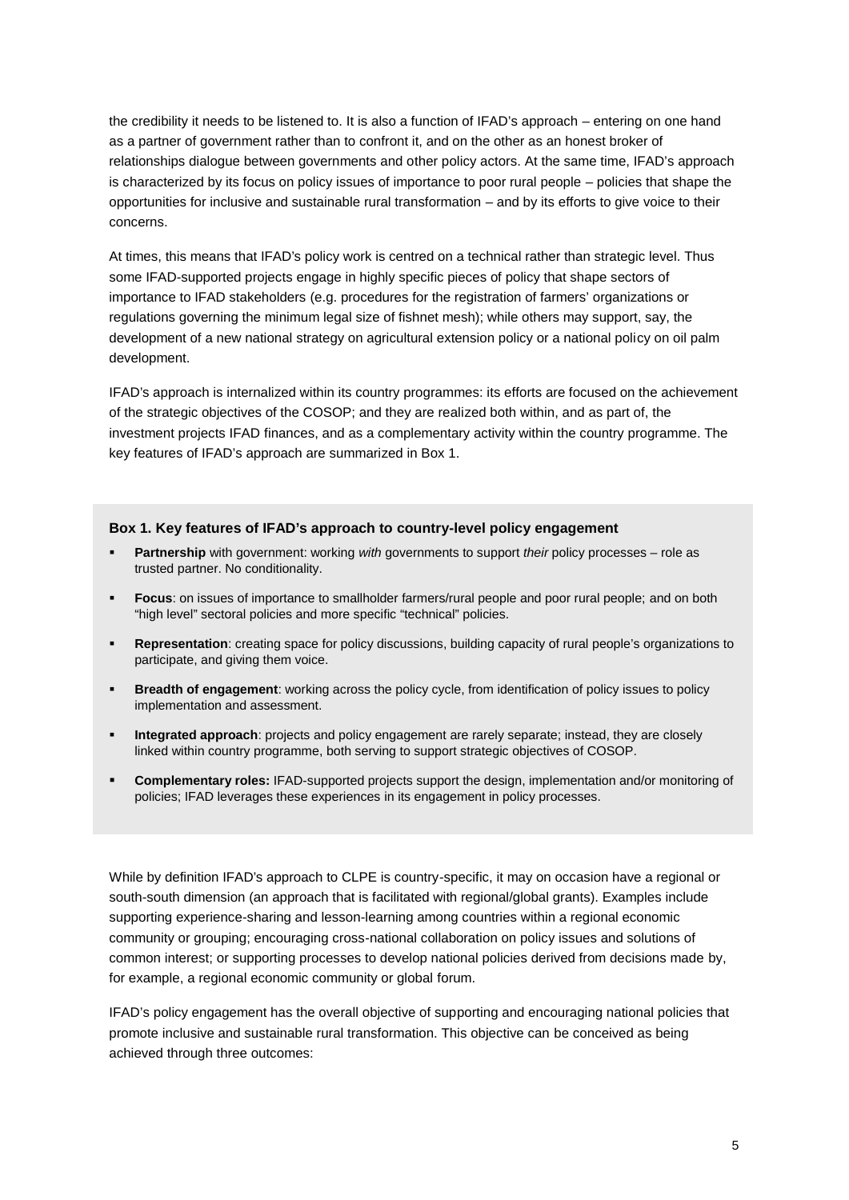the credibility it needs to be listened to. It is also a function of IFAD's approach – entering on one hand as a partner of government rather than to confront it, and on the other as an honest broker of relationships dialogue between governments and other policy actors. At the same time, IFAD's approach is characterized by its focus on policy issues of importance to poor rural people – policies that shape the opportunities for inclusive and sustainable rural transformation – and by its efforts to give voice to their concerns.

At times, this means that IFAD's policy work is centred on a technical rather than strategic level. Thus some IFAD-supported projects engage in highly specific pieces of policy that shape sectors of importance to IFAD stakeholders (e.g. procedures for the registration of farmers' organizations or regulations governing the minimum legal size of fishnet mesh); while others may support, say, the development of a new national strategy on agricultural extension policy or a national policy on oil palm development.

IFAD's approach is internalized within its country programmes: its efforts are focused on the achievement of the strategic objectives of the COSOP; and they are realized both within, and as part of, the investment projects IFAD finances, and as a complementary activity within the country programme. The key features of IFAD's approach are summarized in Box 1.

**Box 1. Key features of IFAD's approach to country-level policy engagement**

- **Partnership** with government: working *with* governments to support *their* policy processes – role as trusted partner. No conditionality.
- **Focus**: on issues of importance to smallholder farmers/rural people and poor rural people; and on both "high level" sectoral policies and more specific "technical" policies.
- **Representation**: creating space for policy discussions, building capacity of rural people's organizations to participate, and giving them voice.
- **Breadth of engagement**: working across the policy cycle, from identification of policy issues to policy implementation and assessment.
- **Integrated approach**: projects and policy engagement are rarely separate; instead, they are closely linked within country programme, both serving to support strategic objectives of COSOP.
- **Complementary roles:** IFAD-supported projects support the design, implementation and/or monitoring of policies; IFAD leverages these experiences in its engagement in policy processes.

While by definition IFAD's approach to CLPE is country-specific, it may on occasion have a regional or south-south dimension (an approach that is facilitated with regional/global grants). Examples include supporting experience-sharing and lesson-learning among countries within a regional economic community or grouping; encouraging cross-national collaboration on policy issues and solutions of common interest; or supporting processes to develop national policies derived from decisions made by, for example, a regional economic community or global forum.

IFAD's policy engagement has the overall objective of supporting and encouraging national policies that promote inclusive and sustainable rural transformation. This objective can be conceived as being achieved through three outcomes: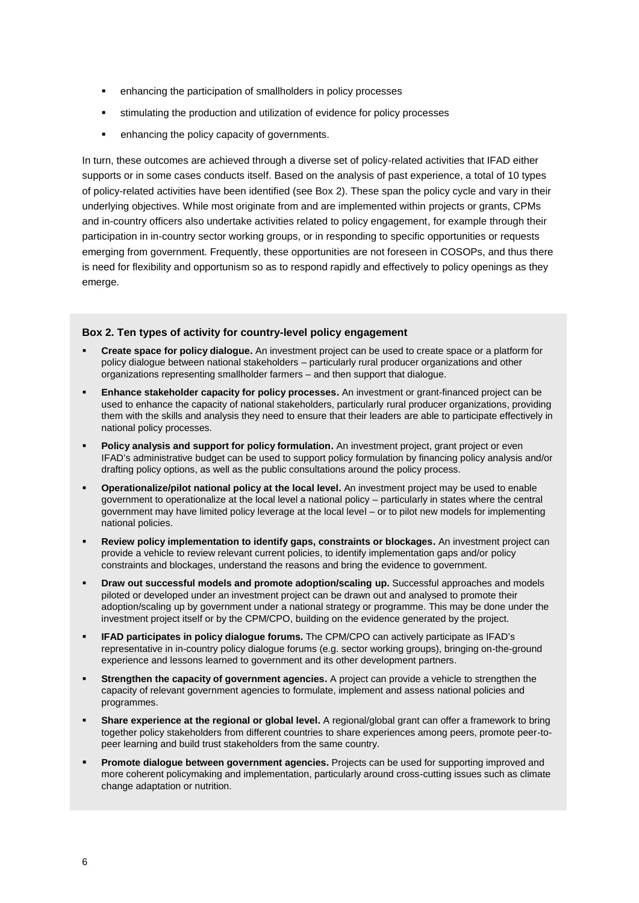- enhancing the participation of smallholders in policy processes
- stimulating the production and utilization of evidence for policy processes
- enhancing the policy capacity of governments.

In turn, these outcomes are achieved through a diverse set of policy-related activities that IFAD either supports or in some cases conducts itself. Based on the analysis of past experience, a total of 10 types of policy-related activities have been identified (see Box 2). These span the policy cycle and vary in their underlying objectives. While most originate from and are implemented within projects or grants, CPMs and in-country officers also undertake activities related to policy engagement, for example through their participation in in-country sector working groups, or in responding to specific opportunities or requests emerging from government. Frequently, these opportunities are not foreseen in COSOPs, and thus there is need for flexibility and opportunism so as to respond rapidly and effectively to policy openings as they emerge.

**Box 2. Ten types of activity for country-level policy engagement**

- **Create space for policy dialogue.** An investment project can be used to create space or a platform for policy dialogue between national stakeholders – particularly rural producer organizations and other organizations representing smallholder farmers – and then support that dialogue.
- **Enhance stakeholder capacity for policy processes.** An investment or grant-financed project can be used to enhance the capacity of national stakeholders, particularly rural producer organizations, providing them with the skills and analysis they need to ensure that their leaders are able to participate effectively in national policy processes.
- **Policy analysis and support for policy formulation.** An investment project, grant project or even IFAD's administrative budget can be used to support policy formulation by financing policy analysis and/or drafting policy options, as well as the public consultations around the policy process.
- **Operationalize/pilot national policy at the local level.** An investment project may be used to enable government to operationalize at the local level a national policy – particularly in states where the central government may have limited policy leverage at the local level – or to pilot new models for implementing national policies.
- **Review policy implementation to identify gaps, constraints or blockages.** An investment project can provide a vehicle to review relevant current policies, to identify implementation gaps and/or policy constraints and blockages, understand the reasons and bring the evidence to government.
- **Draw out successful models and promote adoption/scaling up.** Successful approaches and models piloted or developed under an investment project can be drawn out and analysed to promote their adoption/scaling up by government under a national strategy or programme. This may be done under the investment project itself or by the CPM/CPO, building on the evidence generated by the project.
- **IFAD participates in policy dialogue forums.** The CPM/CPO can actively participate as IFAD's representative in in-country policy dialogue forums (e.g. sector working groups), bringing on-the-ground experience and lessons learned to government and its other development partners.
- **Strengthen the capacity of government agencies.** A project can provide a vehicle to strengthen the capacity of relevant government agencies to formulate, implement and assess national policies and programmes.
- **Share experience at the regional or global level.** A regional/global grant can offer a framework to bring together policy stakeholders from different countries to share experiences among peers, promote peer-to-peer learning and build trust stakeholders from the same country.
- **Promote dialogue between government agencies.** Projects can be used for supporting improved and more coherent policymaking and implementation, particularly around cross-cutting issues such as climate change adaptation or nutrition.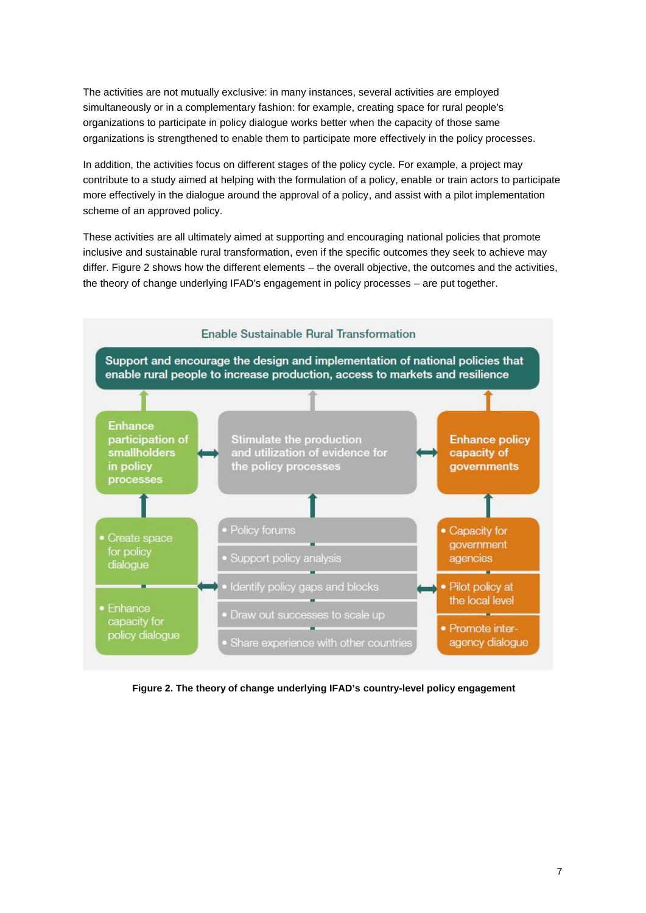The activities are not mutually exclusive: in many instances, several activities are employed simultaneously or in a complementary fashion: for example, creating space for rural people's organizations to participate in policy dialogue works better when the capacity of those same organizations is strengthened to enable them to participate more effectively in the policy processes.

In addition, the activities focus on different stages of the policy cycle. For example, a project may contribute to a study aimed at helping with the formulation of a policy, enable or train actors to participate more effectively in the dialogue around the approval of a policy, and assist with a pilot implementation scheme of an approved policy.

These activities are all ultimately aimed at supporting and encouraging national policies that promote inclusive and sustainable rural transformation, even if the specific outcomes they seek to achieve may differ. Figure 2 shows how the different elements – the overall objective, the outcomes and the activities, the theory of change underlying IFAD's engagement in policy processes – are put together.

Enable Sustainable Rural Transformation

Support and encourage the design and implementation of national policies that enable rural people to increase production, access to markets and resilience

| Enhance participation of smallholders in policy processes | Stimulate the production and utilization of evidence for the policy processes | Enhance policy capacity of governments |
| --- | --- | --- |
| • Create space for policy dialogue | • Policy forums | • Capacity for government agencies |
| • Enhance capacity for policy dialogue | • Support policy analysis | • Pilot policy at the local level |
| | • Identify policy gaps and blocks | • Promote inter-agency dialogue |
| | • Draw out successes to scale up | |
| | • Share experience with other countries | |

**Figure 2. The theory of change underlying IFAD's country-level policy engagement**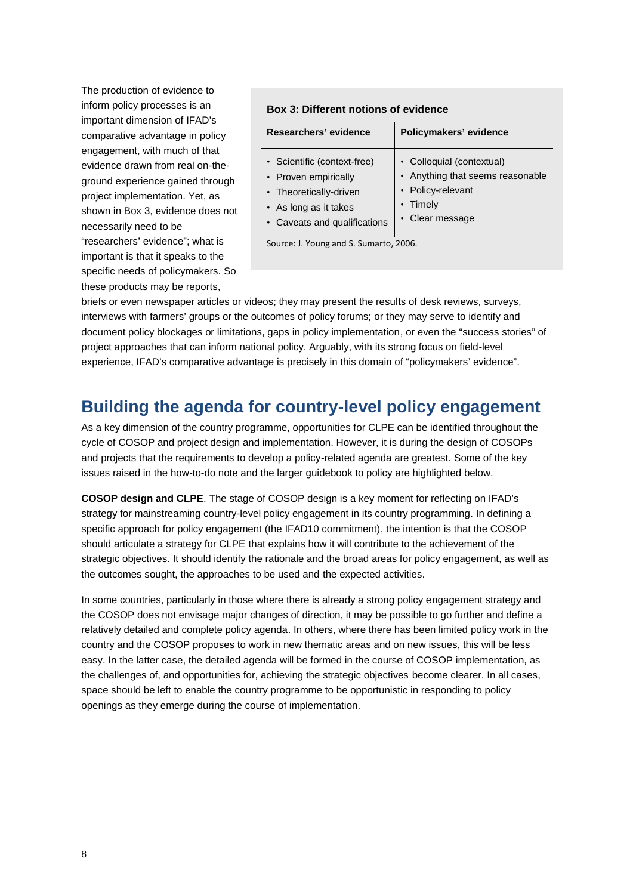The production of evidence to inform policy processes is an important dimension of IFAD's comparative advantage in policy engagement, with much of that evidence drawn from real on-the-ground experience gained through project implementation. Yet, as shown in Box 3, evidence does not necessarily need to be "researchers' evidence"; what is important is that it speaks to the specific needs of policymakers. So these products may be reports, briefs or even newspaper articles or videos; they may present the results of desk reviews, surveys, interviews with farmers' groups or the outcomes of policy forums; or they may serve to identify and document policy blockages or limitations, gaps in policy implementation, or even the "success stories" of project approaches that can inform national policy. Arguably, with its strong focus on field-level experience, IFAD's comparative advantage is precisely in this domain of "policymakers' evidence".

**Box 3: Different notions of evidence**

| Researchers' evidence | Policymakers' evidence |
|---|---|
| • Scientific (context-free)<br>• Proven empirically<br>• Theoretically-driven<br>• As long as it takes<br>• Caveats and qualifications | • Colloquial (contextual)<br>• Anything that seems reasonable<br>• Policy-relevant<br>• Timely<br>• Clear message |

Source: J. Young and S. Sumarto, 2006.

## Building the agenda for country-level policy engagement

As a key dimension of the country programme, opportunities for CLPE can be identified throughout the cycle of COSOP and project design and implementation. However, it is during the design of COSOPs and projects that the requirements to develop a policy-related agenda are greatest. Some of the key issues raised in the how-to-do note and the larger guidebook to policy are highlighted below.

**COSOP design and CLPE**. The stage of COSOP design is a key moment for reflecting on IFAD's strategy for mainstreaming country-level policy engagement in its country programming. In defining a specific approach for policy engagement (the IFAD10 commitment), the intention is that the COSOP should articulate a strategy for CLPE that explains how it will contribute to the achievement of the strategic objectives. It should identify the rationale and the broad areas for policy engagement, as well as the outcomes sought, the approaches to be used and the expected activities.

In some countries, particularly in those where there is already a strong policy engagement strategy and the COSOP does not envisage major changes of direction, it may be possible to go further and define a relatively detailed and complete policy agenda. In others, where there has been limited policy work in the country and the COSOP proposes to work in new thematic areas and on new issues, this will be less easy. In the latter case, the detailed agenda will be formed in the course of COSOP implementation, as the challenges of, and opportunities for, achieving the strategic objectives become clearer. In all cases, space should be left to enable the country programme to be opportunistic in responding to policy openings as they emerge during the course of implementation.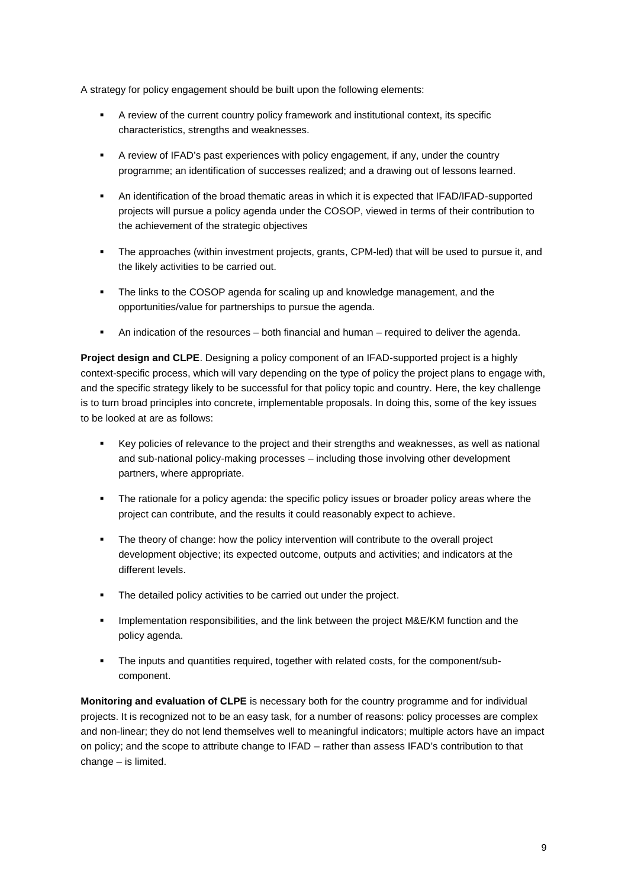A strategy for policy engagement should be built upon the following elements:

- A review of the current country policy framework and institutional context, its specific characteristics, strengths and weaknesses.
- A review of IFAD's past experiences with policy engagement, if any, under the country programme; an identification of successes realized; and a drawing out of lessons learned.
- An identification of the broad thematic areas in which it is expected that IFAD/IFAD-supported projects will pursue a policy agenda under the COSOP, viewed in terms of their contribution to the achievement of the strategic objectives
- The approaches (within investment projects, grants, CPM-led) that will be used to pursue it, and the likely activities to be carried out.
- The links to the COSOP agenda for scaling up and knowledge management, and the opportunities/value for partnerships to pursue the agenda.
- An indication of the resources – both financial and human – required to deliver the agenda.

**Project design and CLPE**. Designing a policy component of an IFAD-supported project is a highly context-specific process, which will vary depending on the type of policy the project plans to engage with, and the specific strategy likely to be successful for that policy topic and country. Here, the key challenge is to turn broad principles into concrete, implementable proposals. In doing this, some of the key issues to be looked at are as follows:

- Key policies of relevance to the project and their strengths and weaknesses, as well as national and sub-national policy-making processes – including those involving other development partners, where appropriate.
- The rationale for a policy agenda: the specific policy issues or broader policy areas where the project can contribute, and the results it could reasonably expect to achieve.
- The theory of change: how the policy intervention will contribute to the overall project development objective; its expected outcome, outputs and activities; and indicators at the different levels.
- The detailed policy activities to be carried out under the project.
- Implementation responsibilities, and the link between the project M&E/KM function and the policy agenda.
- The inputs and quantities required, together with related costs, for the component/sub-component.

**Monitoring and evaluation of CLPE** is necessary both for the country programme and for individual projects. It is recognized not to be an easy task, for a number of reasons: policy processes are complex and non-linear; they do not lend themselves well to meaningful indicators; multiple actors have an impact on policy; and the scope to attribute change to IFAD – rather than assess IFAD's contribution to that change – is limited.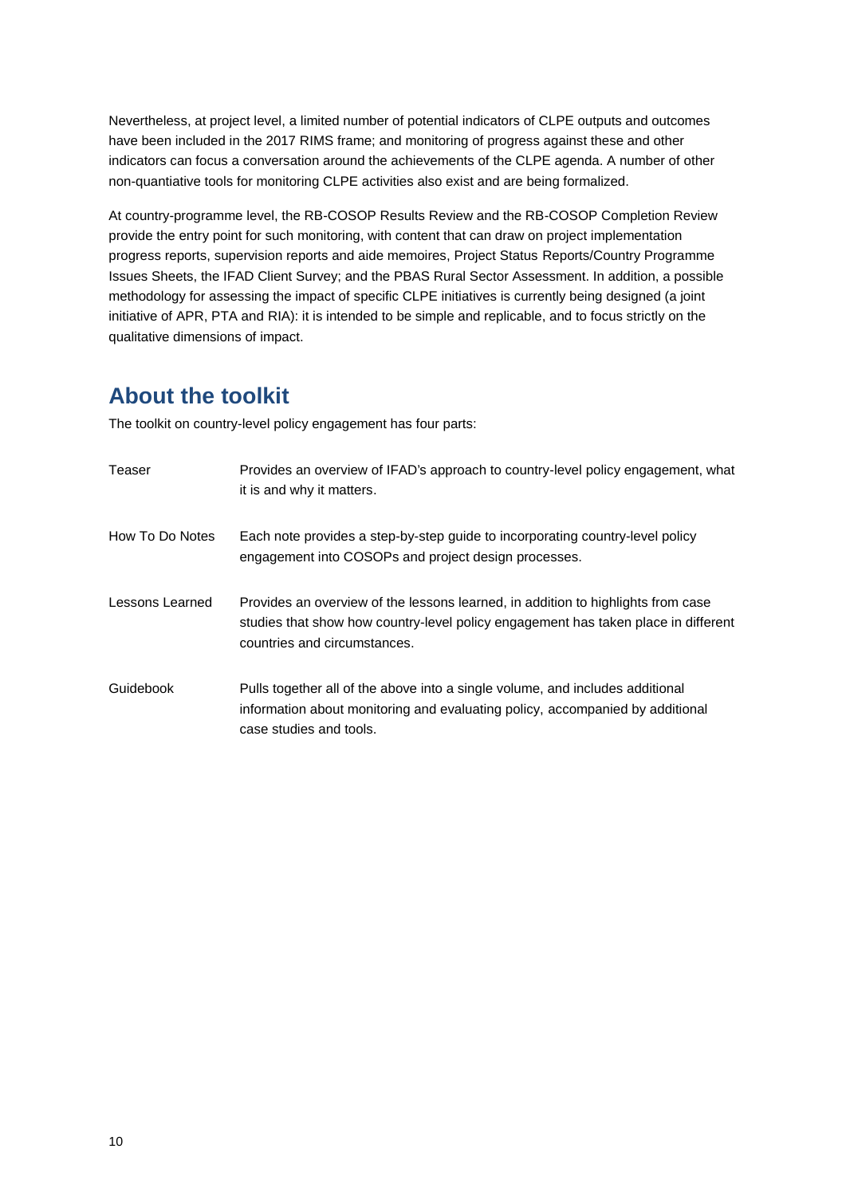Nevertheless, at project level, a limited number of potential indicators of CLPE outputs and outcomes have been included in the 2017 RIMS frame; and monitoring of progress against these and other indicators can focus a conversation around the achievements of the CLPE agenda. A number of other non-quantiative tools for monitoring CLPE activities also exist and are being formalized.

At country-programme level, the RB-COSOP Results Review and the RB-COSOP Completion Review provide the entry point for such monitoring, with content that can draw on project implementation progress reports, supervision reports and aide memoires, Project Status Reports/Country Programme Issues Sheets, the IFAD Client Survey; and the PBAS Rural Sector Assessment. In addition, a possible methodology for assessing the impact of specific CLPE initiatives is currently being designed (a joint initiative of APR, PTA and RIA): it is intended to be simple and replicable, and to focus strictly on the qualitative dimensions of impact.

## About the toolkit

The toolkit on country-level policy engagement has four parts:

| | |
|---|---|
| Teaser | Provides an overview of IFAD's approach to country-level policy engagement, what it is and why it matters. |
| How To Do Notes | Each note provides a step-by-step guide to incorporating country-level policy engagement into COSOPs and project design processes. |
| Lessons Learned | Provides an overview of the lessons learned, in addition to highlights from case studies that show how country-level policy engagement has taken place in different countries and circumstances. |
| Guidebook | Pulls together all of the above into a single volume, and includes additional information about monitoring and evaluating policy, accompanied by additional case studies and tools. |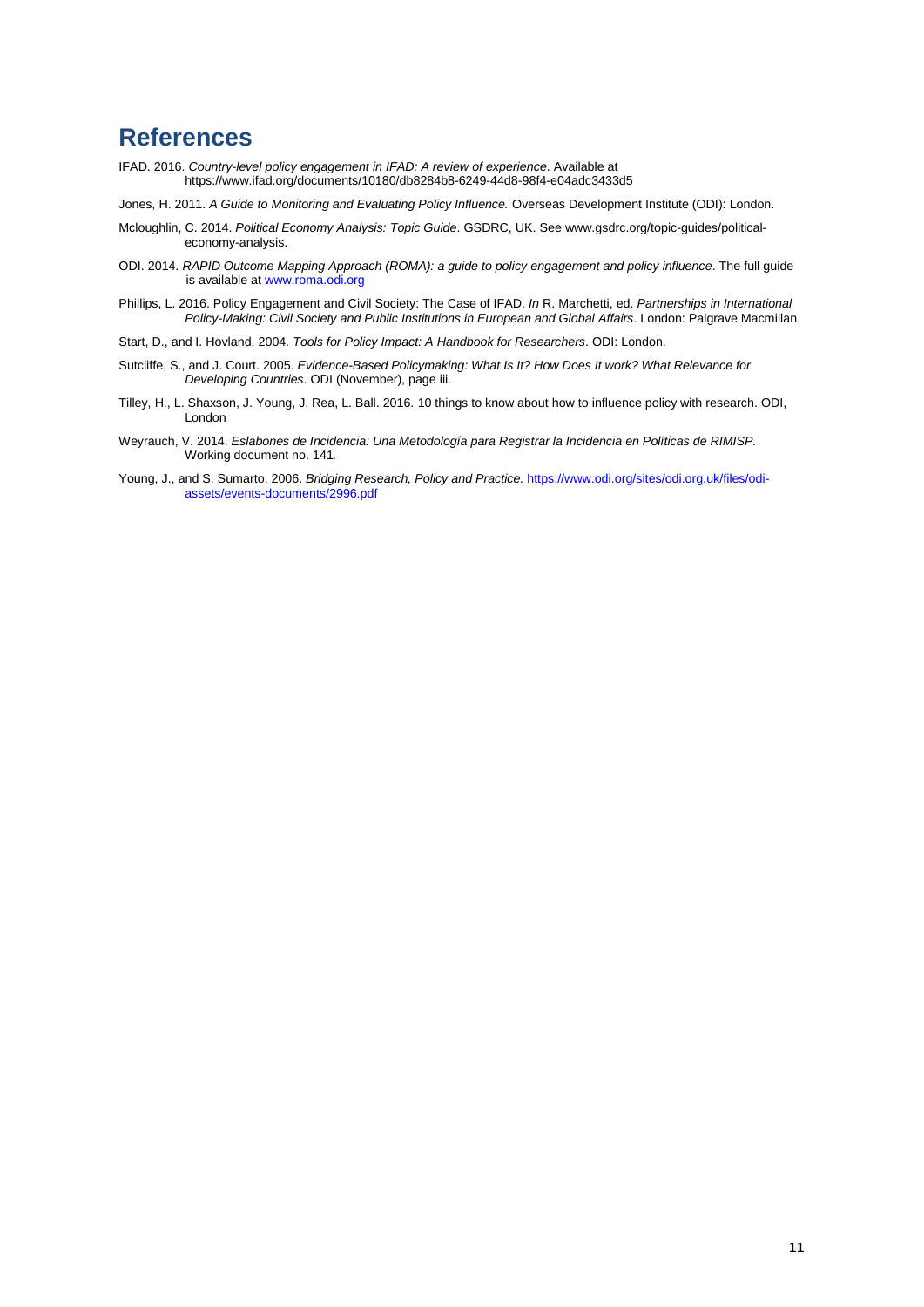## References

IFAD. 2016. *Country-level policy engagement in IFAD: A review of experience*. Available at https://www.ifad.org/documents/10180/db8284b8-6249-44d8-98f4-e04adc3433d5

Jones, H. 2011. *A Guide to Monitoring and Evaluating Policy Influence.* Overseas Development Institute (ODI): London.

Mcloughlin, C. 2014. *Political Economy Analysis: Topic Guide*. GSDRC, UK. See www.gsdrc.org/topic-guides/political-economy-analysis.

ODI. 2014. *RAPID Outcome Mapping Approach (ROMA): a guide to policy engagement and policy influence*. The full guide is available at www.roma.odi.org

Phillips, L. 2016. Policy Engagement and Civil Society: The Case of IFAD. *In* R. Marchetti, ed. *Partnerships in International Policy-Making: Civil Society and Public Institutions in European and Global Affairs*. London: Palgrave Macmillan.

Start, D., and I. Hovland. 2004. *Tools for Policy Impact: A Handbook for Researchers*. ODI: London.

Sutcliffe, S., and J. Court. 2005. *Evidence-Based Policymaking: What Is It? How Does It work? What Relevance for Developing Countries*. ODI (November), page iii.

Tilley, H., L. Shaxson, J. Young, J. Rea, L. Ball. 2016. 10 things to know about how to influence policy with research. ODI, London

Weyrauch, V. 2014. *Eslabones de Incidencia: Una Metodología para Registrar la Incidencia en Políticas de RIMISP.* Working document no. 141*.*

Young, J., and S. Sumarto. 2006. *Bridging Research, Policy and Practice.* https://www.odi.org/sites/odi.org.uk/files/odi-assets/events-documents/2996.pdf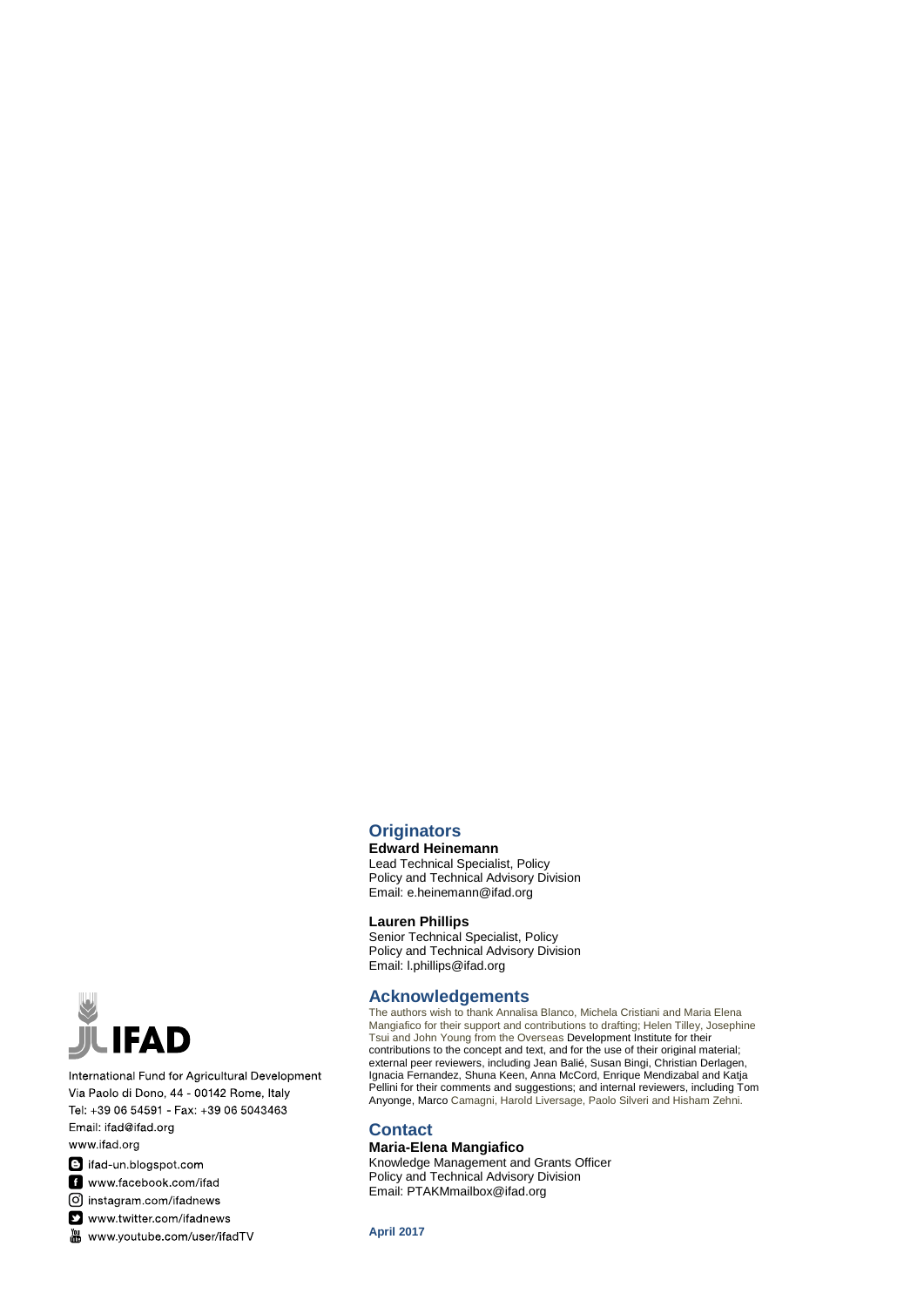## Originators

**Edward Heinemann**
Lead Technical Specialist, Policy
Policy and Technical Advisory Division
Email: e.heinemann@ifad.org

**Lauren Phillips**
Senior Technical Specialist, Policy
Policy and Technical Advisory Division
Email: l.phillips@ifad.org

## Acknowledgements

The authors wish to thank Annalisa Blanco, Michela Cristiani and Maria Elena Mangiafico for their support and contributions to drafting; Helen Tilley, Josephine Tsui and John Young from the Overseas Development Institute for their contributions to the concept and text, and for the use of their original material; external peer reviewers, including Jean Balié, Susan Bingi, Christian Derlagen, Ignacia Fernandez, Shuna Keen, Anna McCord, Enrique Mendizabal and Katja Pellini for their comments and suggestions; and internal reviewers, including Tom Anyonge, Marco Camagni, Harold Liversage, Paolo Silveri and Hisham Zehni.

## Contact

**Maria-Elena Mangiafico**
Knowledge Management and Grants Officer
Policy and Technical Advisory Division
Email: PTAKMmailbox@ifad.org

**April 2017**

IFAD

International Fund for Agricultural Development
Via Paolo di Dono, 44 - 00142 Rome, Italy
Tel: +39 06 54591 - Fax: +39 06 5043463
Email: ifad@ifad.org
www.ifad.org

ifad-un.blogspot.com
www.facebook.com/ifad
instagram.com/ifadnews
www.twitter.com/ifadnews
www.youtube.com/user/ifadTV